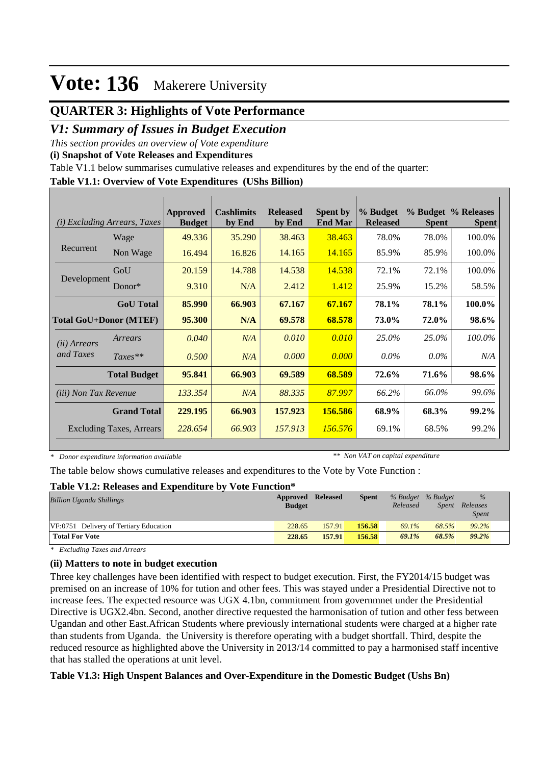# Vote: 136 Makerere University

## QUARTER 3: Highlights of Vote Performance

### *V1: Summary of Issues in Budget Execution*

*This section provides an overview of Vote expenditure*

**(i) Snapshot of Vote Releases and Expenditures**

Table V1.1 below summarises cumulative releases and expenditures by the end of the quarter:

**Table V1.1: Overview of Vote Expenditures (UShs Billion)**

| *(i) Excluding Arrears, Taxes* | | Approved Budget | Cashlimits by End | Released by End | Spent by End Mar | % Budget Released | % Budget Spent | % Releases Spent |
|---|---|---|---|---|---|---|---|---|
| Recurrent | Wage | 49.336 | 35.290 | 38.463 | 38.463 | 78.0% | 78.0% | 100.0% |
| | Non Wage | 16.494 | 16.826 | 14.165 | 14.165 | 85.9% | 85.9% | 100.0% |
| Development | GoU | 20.159 | 14.788 | 14.538 | 14.538 | 72.1% | 72.1% | 100.0% |
| | Donor* | 9.310 | N/A | 2.412 | 1.412 | 25.9% | 15.2% | 58.5% |
| | **GoU Total** | **85.990** | **66.903** | **67.167** | **67.167** | **78.1%** | **78.1%** | **100.0%** |
| **Total GoU+Donor (MTEF)** | | **95.300** | **N/A** | **69.578** | **68.578** | **73.0%** | **72.0%** | **98.6%** |
| *(ii) Arrears and Taxes* | *Arrears* | *0.040* | *N/A* | *0.010* | *0.010* | *25.0%* | *25.0%* | *100.0%* |
| | *Taxes*** | *0.500* | *N/A* | *0.000* | *0.000* | *0.0%* | *0.0%* | *N/A* |
| | **Total Budget** | **95.841** | **66.903** | **69.589** | **68.589** | **72.6%** | **71.6%** | **98.6%** |
| *(iii) Non Tax Revenue* | | *133.354* | *N/A* | *88.335* | *87.997* | *66.2%* | *66.0%* | *99.6%* |
| | **Grand Total** | **229.195** | **66.903** | **157.923** | **156.586** | **68.9%** | **68.3%** | **99.2%** |
| | Excluding Taxes, Arrears | *228.654* | *66.903* | *157.913* | *156.576* | 69.1% | 68.5% | 99.2% |

*\* Donor expenditure information available* *\*\* Non VAT on capital expenditure*

The table below shows cumulative releases and expenditures to the Vote by Vote Function :

**Table V1.2: Releases and Expenditure by Vote Function***

| *Billion Uganda Shillings* | Approved Budget | Released | Spent | *% Budget Released* | *% Budget Spent* | *% Releases Spent* |
|---|---|---|---|---|---|---|
| VF:0751 Delivery of Tertiary Education | 228.65 | 157.91 | 156.58 | *69.1%* | *68.5%* | *99.2%* |
| **Total For Vote** | **228.65** | **157.91** | **156.58** | ***69.1%*** | ***68.5%*** | ***99.2%*** |

*\* Excluding Taxes and Arrears*

**(ii) Matters to note in budget execution**

Three key challenges have been identified with respect to budget execution. First, the FY2014/15 budget was premised on an increase of 10% for tution and other fees. This was stayed under a Presidential Directive not to increase fees. The expected resource was UGX 4.1bn, commitment from governmnet under the Presidential Directive is UGX2.4bn. Second, another directive requested the harmonisation of tution and other fess between Ugandan and other East.African Students where previously international students were charged at a higher rate than students from Uganda. the University is therefore operating with a budget shortfall. Third, despite the reduced resource as highlighted above the University in 2013/14 committed to pay a harmonised staff incentive that has stalled the operations at unit level.

**Table V1.3: High Unspent Balances and Over-Expenditure in the Domestic Budget (Ushs Bn)**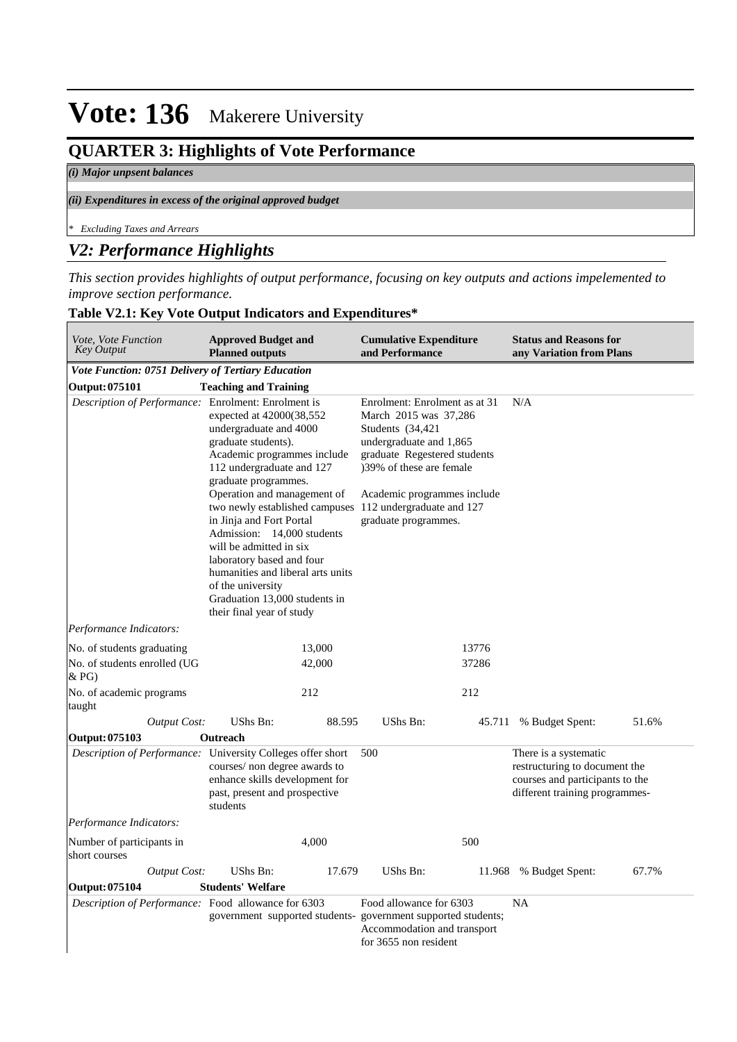# Vote: 136 Makerere University

## QUARTER 3: Highlights of Vote Performance

*(i) Major unpsent balances*

*(ii) Expenditures in excess of the original approved budget*

*\* Excluding Taxes and Arrears*

## *V2: Performance Highlights*

*This section provides highlights of output performance, focusing on key outputs and actions impelemented to improve section performance.*

### Table V2.1: Key Vote Output Indicators and Expenditures*

| *Vote, Vote Function Key Output* | **Approved Budget and Planned outputs** | | **Cumulative Expenditure and Performance** | | **Status and Reasons for any Variation from Plans** | |
|---|---|---|---|---|---|---|
| ***Vote Function: 0751 Delivery of Tertiary Education*** | | | | | | |
| **Output: 075101** | **Teaching and Training** | | | | | |
| *Description of Performance:* | Enrolment: Enrolment is expected at 42000(38,552 undergraduate and 4000 graduate students). Academic programmes include 112 undergraduate and 127 graduate programmes. Operation and management of two newly established campuses in Jinja and Fort Portal Admission: 14,000 students will be admitted in six laboratory based and four humanities and liberal arts units of the university Graduation 13,000 students in their final year of study | | Enrolment: Enrolment as at 31 March 2015 was 37,286 Students (34,421 undergraduate and 1,865 graduate Regestered students )39% of these are female<br><br>Academic programmes include 112 undergraduate and 127 graduate programmes. | | N/A | |
| *Performance Indicators:* | | | | | | |
| No. of students graduating | | 13,000 | | 13776 | | |
| No. of students enrolled (UG & PG) | | 42,000 | | 37286 | | |
| No. of academic programs taught | | 212 | | 212 | | |
| *Output Cost:* | UShs Bn: | 88.595 | UShs Bn: | 45.711 | % Budget Spent: | 51.6% |
| **Output: 075103** | **Outreach** | | | | | |
| *Description of Performance:* | University Colleges offer short courses/ non degree awards to enhance skills development for past, present and prospective students | | 500 | | There is a systematic restructuring to document the courses and participants to the different training programmes- | |
| *Performance Indicators:* | | | | | | |
| Number of participants in short courses | | 4,000 | | 500 | | |
| *Output Cost:* | UShs Bn: | 17.679 | UShs Bn: | 11.968 | % Budget Spent: | 67.7% |
| **Output: 075104** | **Students' Welfare** | | | | | |
| *Description of Performance:* | Food allowance for 6303 government supported students- | | Food allowance for 6303 government supported students; Accommodation and transport for 3655 non resident | | NA | |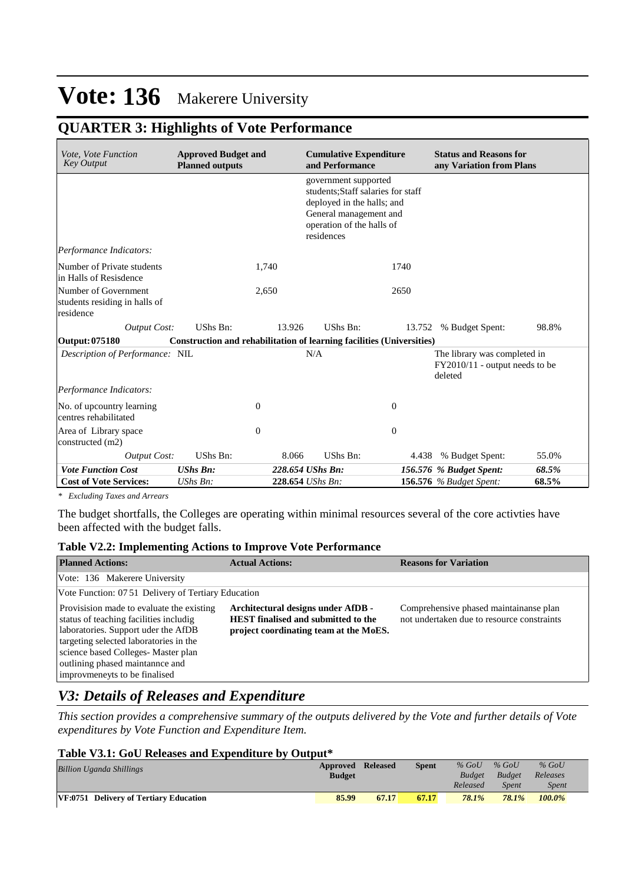# Vote: 136 Makerere University

## QUARTER 3: Highlights of Vote Performance

| *Vote, Vote Function Key Output* | **Approved Budget and Planned outputs** | | **Cumulative Expenditure and Performance** | | **Status and Reasons for any Variation from Plans** | |
|---|---|---|---|---|---|---|
| | | | government supported students;Staff salaries for staff deployed in the halls; and General management and operation of the halls of residences | | | |
| *Performance Indicators:* | | | | | | |
| Number of Private students in Halls of Resisdence | | 1,740 | | 1740 | | |
| Number of Government students residing in halls of residence | | 2,650 | | 2650 | | |
| *Output Cost:* | UShs Bn: | 13.926 | UShs Bn: | 13.752 | % Budget Spent: | 98.8% |
| **Output: 075180** | **Construction and rehabilitation of learning facilities (Universities)** | | | | | |
| *Description of Performance:* | NIL | | N/A | | The library was completed in FY2010/11 - output needs to be deleted | |
| *Performance Indicators:* | | | | | | |
| No. of upcountry learning centres rehabilitated | | 0 | | 0 | | |
| Area of Library space constructed (m2) | | 0 | | 0 | | |
| *Output Cost:* | UShs Bn: | 8.066 | UShs Bn: | 4.438 | % Budget Spent: | 55.0% |
| ***Vote Function Cost*** | ***UShs Bn:*** | ***228.654 UShs Bn:*** | | ***156.576*** | ***% Budget Spent:*** | ***68.5%*** |
| **Cost of Vote Services:** | *UShs Bn:* | **228.654** *UShs Bn:* | | **156.576** | *% Budget Spent:* | **68.5%** |

*\* Excluding Taxes and Arrears*

The budget shortfalls, the Colleges are operating within minimal resources several of the core activties have been affected with the budget falls.

### Table V2.2: Implementing Actions to Improve Vote Performance

| **Planned Actions:** | **Actual Actions:** | **Reasons for Variation** |
|---|---|---|
| Vote: 136 Makerere University | | |
| Vote Function: 07 51 Delivery of Tertiary Education | | |
| Provisision made to evaluate the existing status of teaching facilities includig laboratories. Support uder the AfDB targeting selected laboratories in the science based Colleges- Master plan outlining phased maintannce and improvmeneyts to be finalised | **Architectural designs under AfDB - HEST finalised and submitted to the project coordinating team at the MoES.** | Comprehensive phased maintainanse plan not undertaken due to resource constraints |

## *V3: Details of Releases and Expenditure*

*This section provides a comprehensive summary of the outputs delivered by the Vote and further details of Vote expenditures by Vote Function and Expenditure Item.*

### Table V3.1: GoU Releases and Expenditure by Output*

| *Billion Uganda Shillings* | **Approved Budget** | **Released** | **Spent** | *% GoU Budget Released* | *% GoU Budget Spent* | *% GoU Releases Spent* |
|---|---|---|---|---|---|---|
| **VF:0751 Delivery of Tertiary Education** | **85.99** | **67.17** | **67.17** | ***78.1%*** | ***78.1%*** | ***100.0%*** |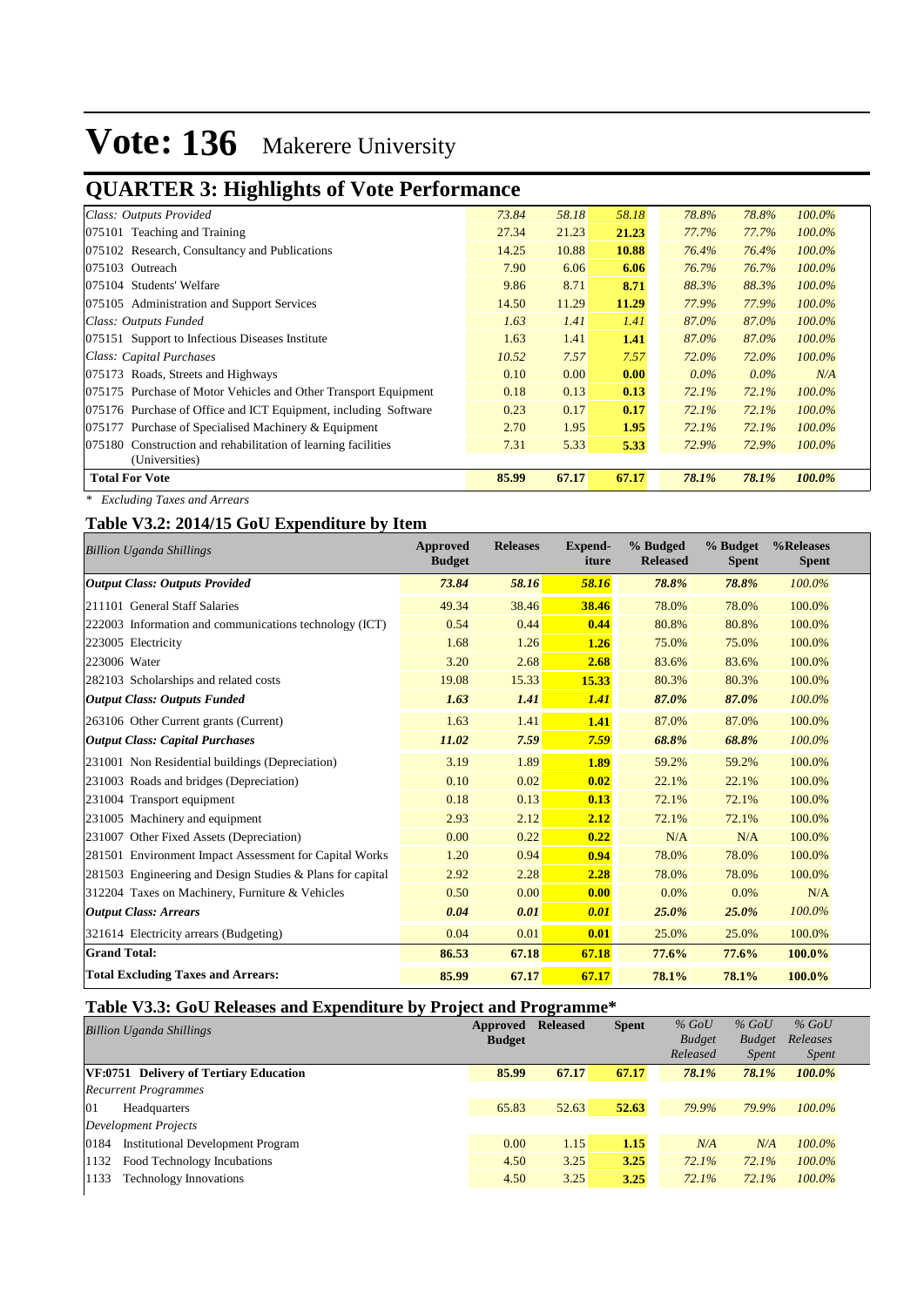# Vote: 136 Makerere University

## QUARTER 3: Highlights of Vote Performance

| | | | | | | |
|---|---|---|---|---|---|---|
| *Class: Outputs Provided* | *73.84* | *58.18* | *58.18* | *78.8%* | *78.8%* | *100.0%* |
| 075101 Teaching and Training | 27.34 | 21.23 | **21.23** | *77.7%* | *77.7%* | *100.0%* |
| 075102 Research, Consultancy and Publications | 14.25 | 10.88 | **10.88** | *76.4%* | *76.4%* | *100.0%* |
| 075103 Outreach | 7.90 | 6.06 | **6.06** | *76.7%* | *76.7%* | *100.0%* |
| 075104 Students' Welfare | 9.86 | 8.71 | **8.71** | *88.3%* | *88.3%* | *100.0%* |
| 075105 Administration and Support Services | 14.50 | 11.29 | **11.29** | *77.9%* | *77.9%* | *100.0%* |
| *Class: Outputs Funded* | *1.63* | *1.41* | *1.41* | *87.0%* | *87.0%* | *100.0%* |
| 075151 Support to Infectious Diseases Institute | 1.63 | 1.41 | **1.41** | *87.0%* | *87.0%* | *100.0%* |
| *Class: Capital Purchases* | *10.52* | *7.57* | *7.57* | *72.0%* | *72.0%* | *100.0%* |
| 075173 Roads, Streets and Highways | 0.10 | 0.00 | **0.00** | *0.0%* | *0.0%* | *N/A* |
| 075175 Purchase of Motor Vehicles and Other Transport Equipment | 0.18 | 0.13 | **0.13** | *72.1%* | *72.1%* | *100.0%* |
| 075176 Purchase of Office and ICT Equipment, including Software | 0.23 | 0.17 | **0.17** | *72.1%* | *72.1%* | *100.0%* |
| 075177 Purchase of Specialised Machinery & Equipment | 2.70 | 1.95 | **1.95** | *72.1%* | *72.1%* | *100.0%* |
| 075180 Construction and rehabilitation of learning facilities (Universities) | 7.31 | 5.33 | **5.33** | *72.9%* | *72.9%* | *100.0%* |
| **Total For Vote** | **85.99** | **67.17** | **67.17** | ***78.1%*** | ***78.1%*** | ***100.0%*** |

*\* Excluding Taxes and Arrears*

### Table V3.2: 2014/15 GoU Expenditure by Item

| *Billion Uganda Shillings* | Approved Budget | Releases | Expend-iture | % Budgeted Released | % Budget Spent | %Releases Spent |
|---|---|---|---|---|---|---|
| ***Output Class: Outputs Provided*** | ***73.84*** | ***58.16*** | ***58.16*** | ***78.8%*** | ***78.8%*** | *100.0%* |
| 211101 General Staff Salaries | 49.34 | 38.46 | **38.46** | 78.0% | 78.0% | 100.0% |
| 222003 Information and communications technology (ICT) | 0.54 | 0.44 | **0.44** | 80.8% | 80.8% | 100.0% |
| 223005 Electricity | 1.68 | 1.26 | **1.26** | 75.0% | 75.0% | 100.0% |
| 223006 Water | 3.20 | 2.68 | **2.68** | 83.6% | 83.6% | 100.0% |
| 282103 Scholarships and related costs | 19.08 | 15.33 | **15.33** | 80.3% | 80.3% | 100.0% |
| ***Output Class: Outputs Funded*** | ***1.63*** | ***1.41*** | ***1.41*** | ***87.0%*** | ***87.0%*** | *100.0%* |
| 263106 Other Current grants (Current) | 1.63 | 1.41 | **1.41** | 87.0% | 87.0% | 100.0% |
| ***Output Class: Capital Purchases*** | ***11.02*** | ***7.59*** | ***7.59*** | ***68.8%*** | ***68.8%*** | *100.0%* |
| 231001 Non Residential buildings (Depreciation) | 3.19 | 1.89 | **1.89** | 59.2% | 59.2% | 100.0% |
| 231003 Roads and bridges (Depreciation) | 0.10 | 0.02 | **0.02** | 22.1% | 22.1% | 100.0% |
| 231004 Transport equipment | 0.18 | 0.13 | **0.13** | 72.1% | 72.1% | 100.0% |
| 231005 Machinery and equipment | 2.93 | 2.12 | **2.12** | 72.1% | 72.1% | 100.0% |
| 231007 Other Fixed Assets (Depreciation) | 0.00 | 0.22 | **0.22** | N/A | N/A | 100.0% |
| 281501 Environment Impact Assessment for Capital Works | 1.20 | 0.94 | **0.94** | 78.0% | 78.0% | 100.0% |
| 281503 Engineering and Design Studies & Plans for capital | 2.92 | 2.28 | **2.28** | 78.0% | 78.0% | 100.0% |
| 312204 Taxes on Machinery, Furniture & Vehicles | 0.50 | 0.00 | **0.00** | 0.0% | 0.0% | N/A |
| ***Output Class: Arrears*** | ***0.04*** | ***0.01*** | ***0.01*** | ***25.0%*** | ***25.0%*** | *100.0%* |
| 321614 Electricity arrears (Budgeting) | 0.04 | 0.01 | **0.01** | 25.0% | 25.0% | 100.0% |
| **Grand Total:** | **86.53** | **67.18** | **67.18** | **77.6%** | **77.6%** | **100.0%** |
| **Total Excluding Taxes and Arrears:** | **85.99** | **67.17** | **67.17** | **78.1%** | **78.1%** | **100.0%** |

### Table V3.3: GoU Releases and Expenditure by Project and Programme*

| *Billion Uganda Shillings* | Approved Budget | Released | Spent | *% GoU Budget Released* | *% GoU Budget Spent* | *% GoU Releases Spent* |
|---|---|---|---|---|---|---|
| **VF:0751 Delivery of Tertiary Education** | **85.99** | **67.17** | **67.17** | ***78.1%*** | ***78.1%*** | ***100.0%*** |
| *Recurrent Programmes* | | | | | | |
| 01 Headquarters | 65.83 | 52.63 | **52.63** | *79.9%* | *79.9%* | *100.0%* |
| *Development Projects* | | | | | | |
| 0184 Institutional Development Program | 0.00 | 1.15 | **1.15** | *N/A* | *N/A* | *100.0%* |
| 1132 Food Technology Incubations | 4.50 | 3.25 | **3.25** | *72.1%* | *72.1%* | *100.0%* |
| 1133 Technology Innovations | 4.50 | 3.25 | **3.25** | *72.1%* | *72.1%* | *100.0%* |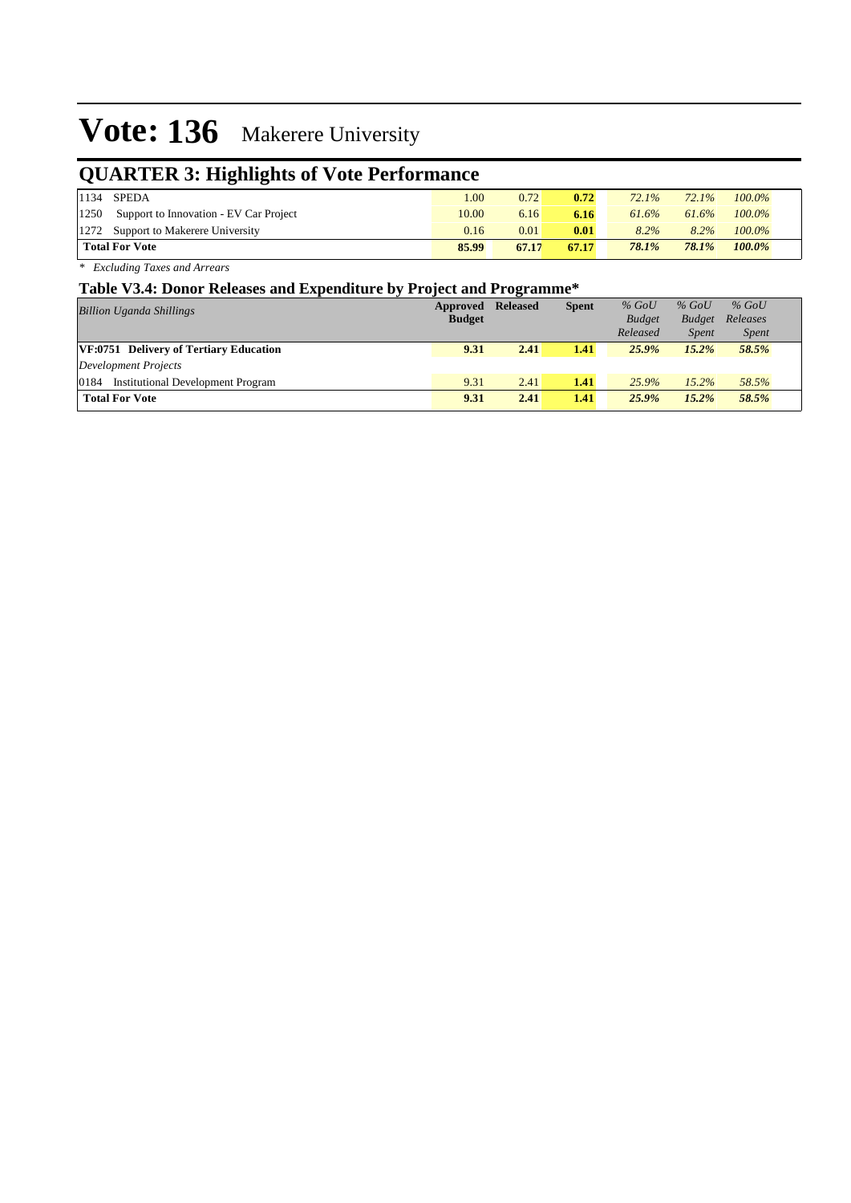# Vote: 136 Makerere University

## QUARTER 3: Highlights of Vote Performance

| | | | | | | |
|---|---|---|---|---|---|---|
| 1134 SPEDA | 1.00 | 0.72 | **0.72** | *72.1%* | *72.1%* | *100.0%* |
| 1250 Support to Innovation - EV Car Project | 10.00 | 6.16 | **6.16** | *61.6%* | *61.6%* | *100.0%* |
| 1272 Support to Makerere University | 0.16 | 0.01 | **0.01** | *8.2%* | *8.2%* | *100.0%* |
| **Total For Vote** | **85.99** | **67.17** | **67.17** | ***78.1%*** | ***78.1%*** | ***100.0%*** |

*\* Excluding Taxes and Arrears*

### Table V3.4: Donor Releases and Expenditure by Project and Programme*

| *Billion Uganda Shillings* | **Approved Budget** | **Released** | **Spent** | *% GoU Budget Released* | *% GoU Budget Spent* | *% GoU Releases Spent* |
|---|---|---|---|---|---|---|
| **VF:0751 Delivery of Tertiary Education** | **9.31** | **2.41** | **1.41** | ***25.9%*** | ***15.2%*** | ***58.5%*** |
| *Development Projects* | | | | | | |
| 0184 Institutional Development Program | 9.31 | 2.41 | **1.41** | *25.9%* | *15.2%* | *58.5%* |
| **Total For Vote** | **9.31** | **2.41** | **1.41** | ***25.9%*** | ***15.2%*** | ***58.5%*** |